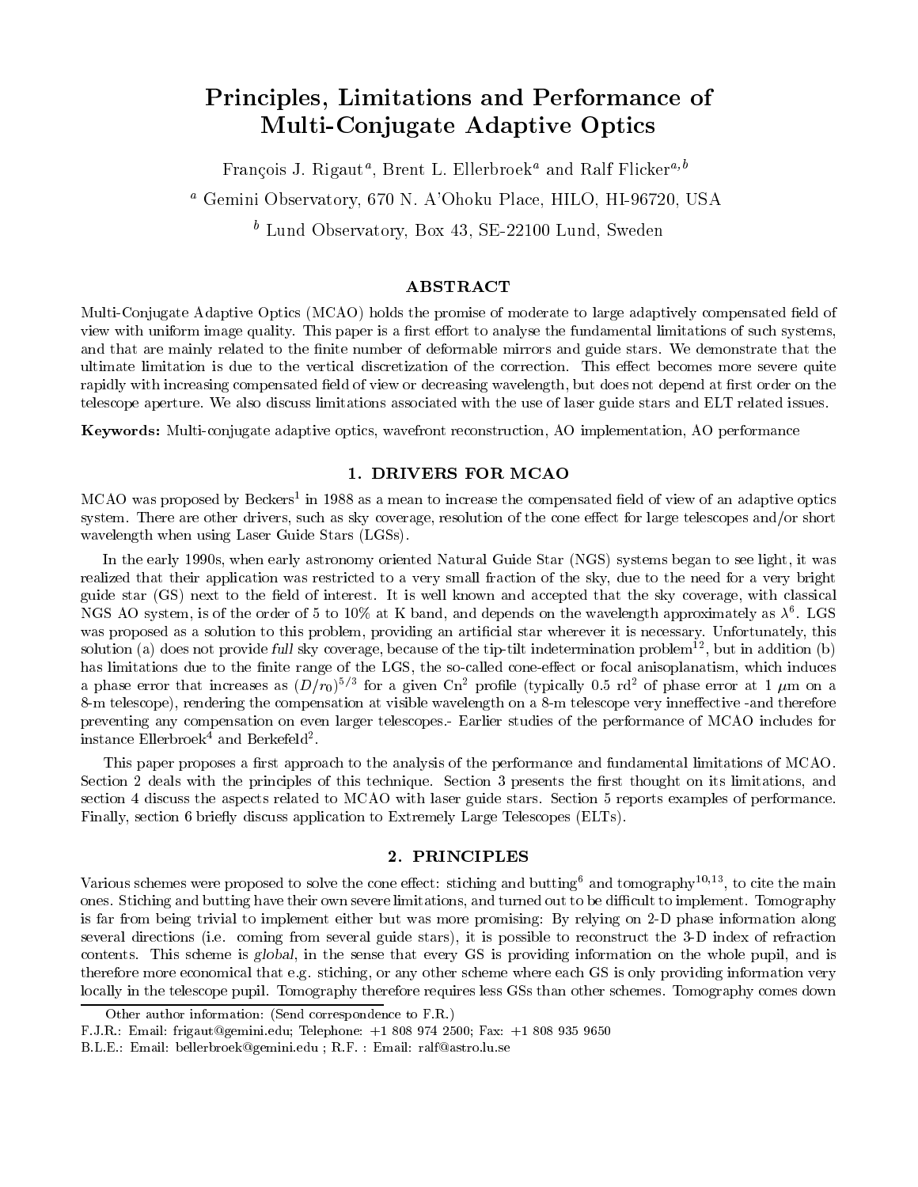# Principles, Limitations and Performance of Multi-Conjugate Adaptive Optics

François J. Rigaut[a], Brent L. Ellerbroek[a] and Ralf Flicker[a,b]

[a] Gemini Observatory, 670 N. A'Ohoku Place, HILO, HI-96720, USA

[b] Lund Observatory, Box 43, SE-22100 Lund, Sweden

## ABSTRACT

Multi-Conjugate Adaptive Optics (MCAO) holds the promise of moderate to large adaptively compensated field of view with uniform image quality. This paper is a first effort to analyse the fundamental limitations of such systems, and that are mainly related to the finite number of deformable mirrors and guide stars. We demonstrate that the ultimate limitation is due to the vertical discretization of the correction. This effect becomes more severe quite rapidly with increasing compensated field of view or decreasing wavelength, but does not depend at first order on the telescope aperture. We also discuss limitations associated with the use of laser guide stars and ELT related issues.

**Keywords:** Multi-conjugate adaptive optics, wavefront reconstruction, AO implementation, AO performance

## 1. DRIVERS FOR MCAO

MCAO was proposed by Beckers[1] in 1988 as a mean to increase the compensated field of view of an adaptive optics system. There are other drivers, such as sky coverage, resolution of the cone effect for large telescopes and/or short wavelength when using Laser Guide Stars (LGSs).

In the early 1990s, when early astronomy oriented Natural Guide Star (NGS) systems began to see light, it was realized that their application was restricted to a very small fraction of the sky, due to the need for a very bright guide star (GS) next to the field of interest. It is well known and accepted that the sky coverage, with classical NGS AO system, is of the order of 5 to 10% at K band, and depends on the wavelength approximately as $\lambda^6$. LGS was proposed as a solution to this problem, providing an artificial star wherever it is necessary. Unfortunately, this solution (a) does not provide *full* sky coverage, because of the tip-tilt indetermination problem[12], but in addition (b) has limitations due to the finite range of the LGS, the so-called cone-effect or focal anisoplanatism, which induces a phase error that increases as $(D/r_0)^{5/3}$ for a given $Cn^2$ profile (typically 0.5 rd$^2$ of phase error at 1 $\mu$m on a 8-m telescope), rendering the compensation at visible wavelength on a 8-m telescope very inneffective -and therefore preventing any compensation on even larger telescopes.- Earlier studies of the performance of MCAO includes for instance Ellerbroek[4] and Berkefeld[2].

This paper proposes a first approach to the analysis of the performance and fundamental limitations of MCAO. Section 2 deals with the principles of this technique. Section 3 presents the first thought on its limitations, and section 4 discuss the aspects related to MCAO with laser guide stars. Section 5 reports examples of performance. Finally, section 6 briefly discuss application to Extremely Large Telescopes (ELTs).

## 2. PRINCIPLES

Various schemes were proposed to solve the cone effect: stiching and butting[6] and tomography[10,13], to cite the main ones. Stiching and butting have their own severe limitations, and turned out to be difficult to implement. Tomography is far from being trivial to implement either but was more promising: By relying on 2-D phase information along several directions (i.e. coming from several guide stars), it is possible to reconstruct the 3-D index of refraction contents. This scheme is *global*, in the sense that every GS is providing information on the whole pupil, and is therefore more economical that e.g. stiching, or any other scheme where each GS is only providing information very locally in the telescope pupil. Tomography therefore requires less GSs than other schemes. Tomography comes down

Other author information: (Send correspondence to F.R.)

F.J.R.: Email: frigaut@gemini.edu; Telephone: +1 808 974 2500; Fax: +1 808 935 9650

B.L.E.: Email: bellerbroek@gemini.edu ; R.F. : Email: ralf@astro.lu.se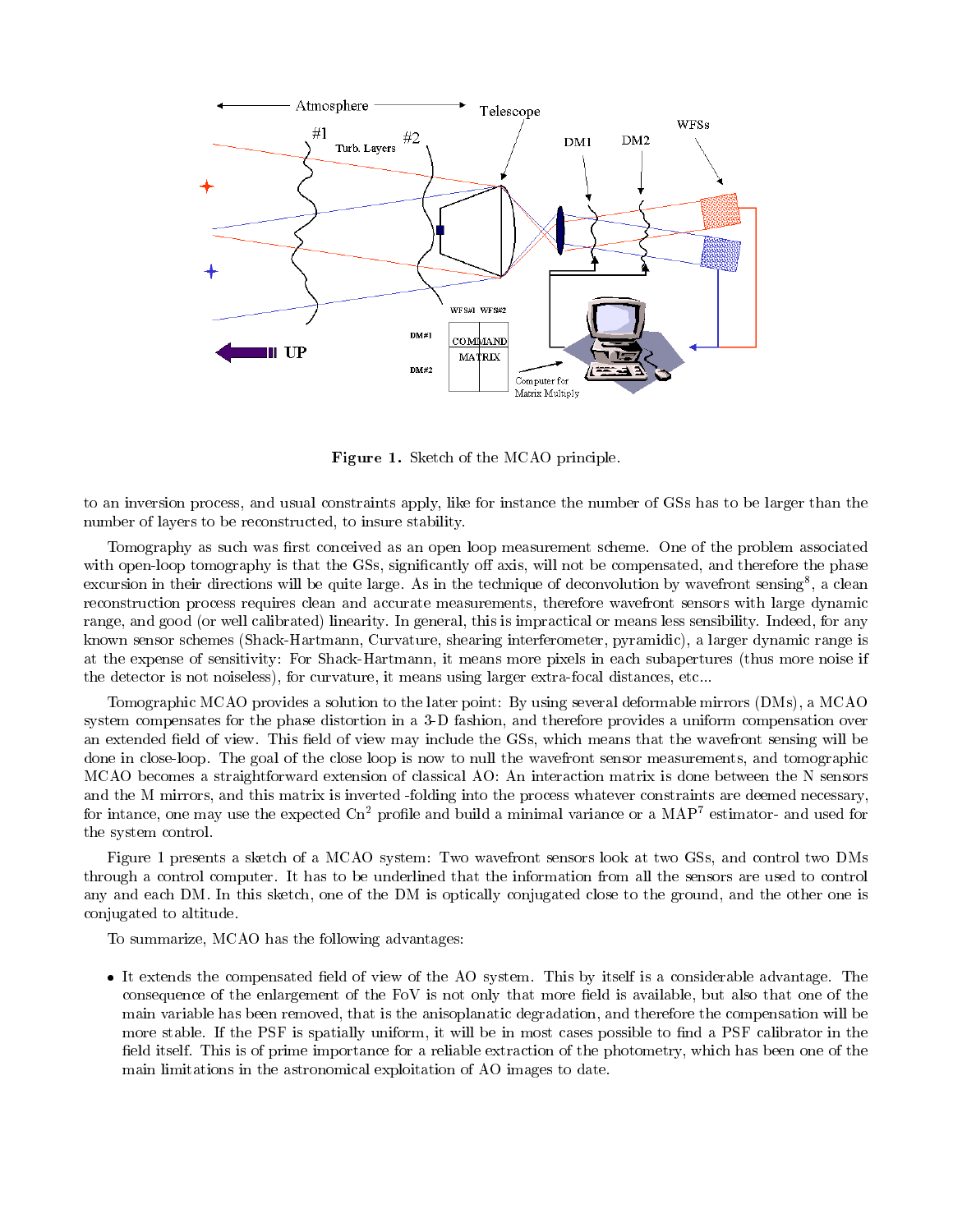Atmosphere

Telescope

#1

#2

Turb. Layers

DM1

DM2

WFSs

WFS#1 WFS#2

DM#1

DM#2

COMMAND MATRIX

UP

Computer for Matrix Multiply

**Figure 1.** Sketch of the MCAO principle.

to an inversion process, and usual constraints apply, like for instance the number of GSs has to be larger than the number of layers to be reconstructed, to insure stability.

Tomography as such was first conceived as an open loop measurement scheme. One of the problem associated with open-loop tomography is that the GSs, significantly off axis, will not be compensated, and therefore the phase excursion in their directions will be quite large. As in the technique of deconvolution by wavefront sensing[8], a clean reconstruction process requires clean and accurate measurements, therefore wavefront sensors with large dynamic range, and good (or well calibrated) linearity. In general, this is impractical or means less sensibility. Indeed, for any known sensor schemes (Shack-Hartmann, Curvature, shearing interferometer, pyramidic), a larger dynamic range is at the expense of sensitivity: For Shack-Hartmann, it means more pixels in each subapertures (thus more noise if the detector is not noiseless), for curvature, it means using larger extra-focal distances, etc...

Tomographic MCAO provides a solution to the later point: By using several deformable mirrors (DMs), a MCAO system compensates for the phase distortion in a 3-D fashion, and therefore provides a uniform compensation over an extended field of view. This field of view may include the GSs, which means that the wavefront sensing will be done in close-loop. The goal of the close loop is now to null the wavefront sensor measurements, and tomographic MCAO becomes a straightforward extension of classical AO: An interaction matrix is done between the N sensors and the M mirrors, and this matrix is inverted -folding into the process whatever constraints are deemed necessary, for intance, one may use the expected $Cn^2$ profile and build a minimal variance or a MAP[7] estimator- and used for the system control.

Figure 1 presents a sketch of a MCAO system: Two wavefront sensors look at two GSs, and control two DMs through a control computer. It has to be underlined that the information from all the sensors are used to control any and each DM. In this sketch, one of the DM is optically conjugated close to the ground, and the other one is conjugated to altitude.

To summarize, MCAO has the following advantages:

- It extends the compensated field of view of the AO system. This by itself is a considerable advantage. The consequence of the enlargement of the FoV is not only that more field is available, but also that one of the main variable has been removed, that is the anisoplanatic degradation, and therefore the compensation will be more stable. If the PSF is spatially uniform, it will be in most cases possible to find a PSF calibrator in the field itself. This is of prime importance for a reliable extraction of the photometry, which has been one of the main limitations in the astronomical exploitation of AO images to date.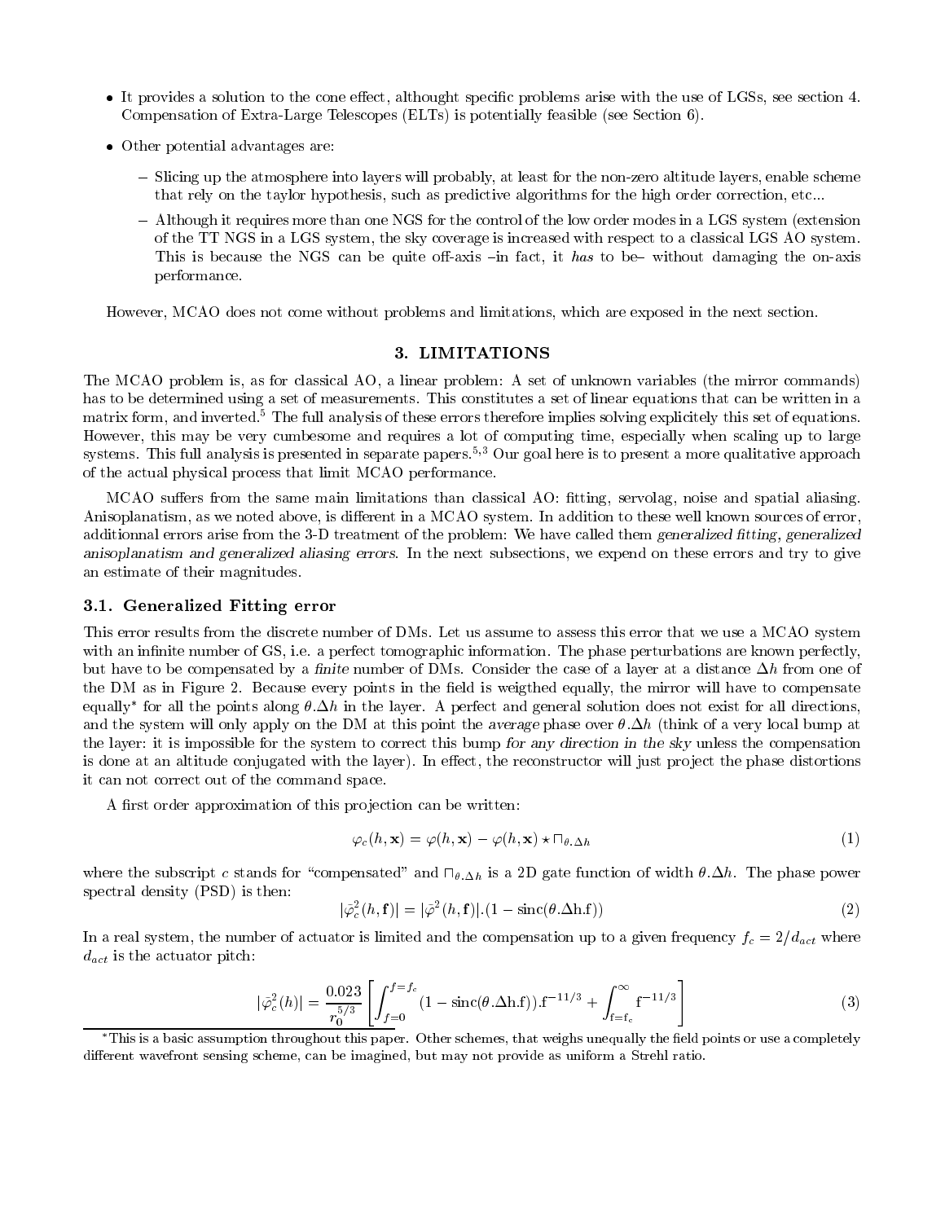- It provides a solution to the cone effect, althought specific problems arise with the use of LGSs, see section 4. Compensation of Extra-Large Telescopes (ELTs) is potentially feasible (see Section 6).
- Other potential advantages are:
  - Slicing up the atmosphere into layers will probably, at least for the non-zero altitude layers, enable scheme that rely on the taylor hypothesis, such as predictive algorithms for the high order correction, etc...
  - Although it requires more than one NGS for the control of the low order modes in a LGS system (extension of the TT NGS in a LGS system, the sky coverage is increased with respect to a classical LGS AO system. This is because the NGS can be quite off-axis –in fact, it *has* to be– without damaging the on-axis performance.

However, MCAO does not come without problems and limitations, which are exposed in the next section.

## 3. LIMITATIONS

The MCAO problem is, as for classical AO, a linear problem: A set of unknown variables (the mirror commands) has to be determined using a set of measurements. This constitutes a set of linear equations that can be written in a matrix form, and inverted.[5] The full analysis of these errors therefore implies solving explicitely this set of equations. However, this may be very cumbesome and requires a lot of computing time, especially when scaling up to large systems. This full analysis is presented in separate papers.[5,3] Our goal here is to present a more qualitative approach of the actual physical process that limit MCAO performance.

MCAO suffers from the same main limitations than classical AO: fitting, servolag, noise and spatial aliasing. Anisoplanatism, as we noted above, is different in a MCAO system. In addition to these well known sources of error, additionnal errors arise from the 3-D treatment of the problem: We have called them *generalized fitting, generalized anisoplanatism and generalized aliasing errors*. In the next subsections, we expend on these errors and try to give an estimate of their magnitudes.

### 3.1. Generalized Fitting error

This error results from the discrete number of DMs. Let us assume to assess this error that we use a MCAO system with an infinite number of GS, i.e. a perfect tomographic information. The phase perturbations are known perfectly, but have to be compensated by a *finite* number of DMs. Consider the case of a layer at a distance $\Delta h$ from one of the DM as in Figure 2. Because every points in the field is weigthed equally, the mirror will have to compensate equally* for all the points along $\theta.\Delta h$ in the layer. A perfect and general solution does not exist for all directions, and the system will only apply on the DM at this point the *average* phase over $\theta.\Delta h$ (think of a very local bump at the layer: it is impossible for the system to correct this bump *for any direction in the sky* unless the compensation is done at an altitude conjugated with the layer). In effect, the reconstructor will just project the phase distortions it can not correct out of the command space.

A first order approximation of this projection can be written:

$$\varphi_c(h, \mathbf{x}) = \varphi(h, \mathbf{x}) - \varphi(h, \mathbf{x}) \star \sqcap_{\theta.\Delta h} \tag{1}$$

where the subscript $c$ stands for "compensated" and $\sqcap_{\theta.\Delta h}$ is a 2D gate function of width $\theta.\Delta h$. The phase power spectral density (PSD) is then:

$$|\bar{\varphi}_c^2(h, \mathbf{f})| = |\bar{\varphi}^2(h, \mathbf{f})|.(1 - \mathrm{sinc}(\theta.\Delta \mathrm{h.f})) \tag{2}$$

In a real system, the number of actuator is limited and the compensation up to a given frequency $f_c = 2/d_{act}$ where $d_{act}$ is the actuator pitch:

$$|\bar{\varphi}_c^2(h)| = \frac{0.023}{r_0^{5/3}} \left[ \int_{f=0}^{f=f_c} (1 - \mathrm{sinc}(\theta.\Delta \mathrm{h.f})).\mathrm{f}^{-11/3} + \int_{\mathrm{f=f_c}}^{\infty} \mathrm{f}^{-11/3} \right] \tag{3}$$

*This is a basic assumption throughout this paper. Other schemes, that weighs unequally the field points or use a completely different wavefront sensing scheme, can be imagined, but may not provide as uniform a Strehl ratio.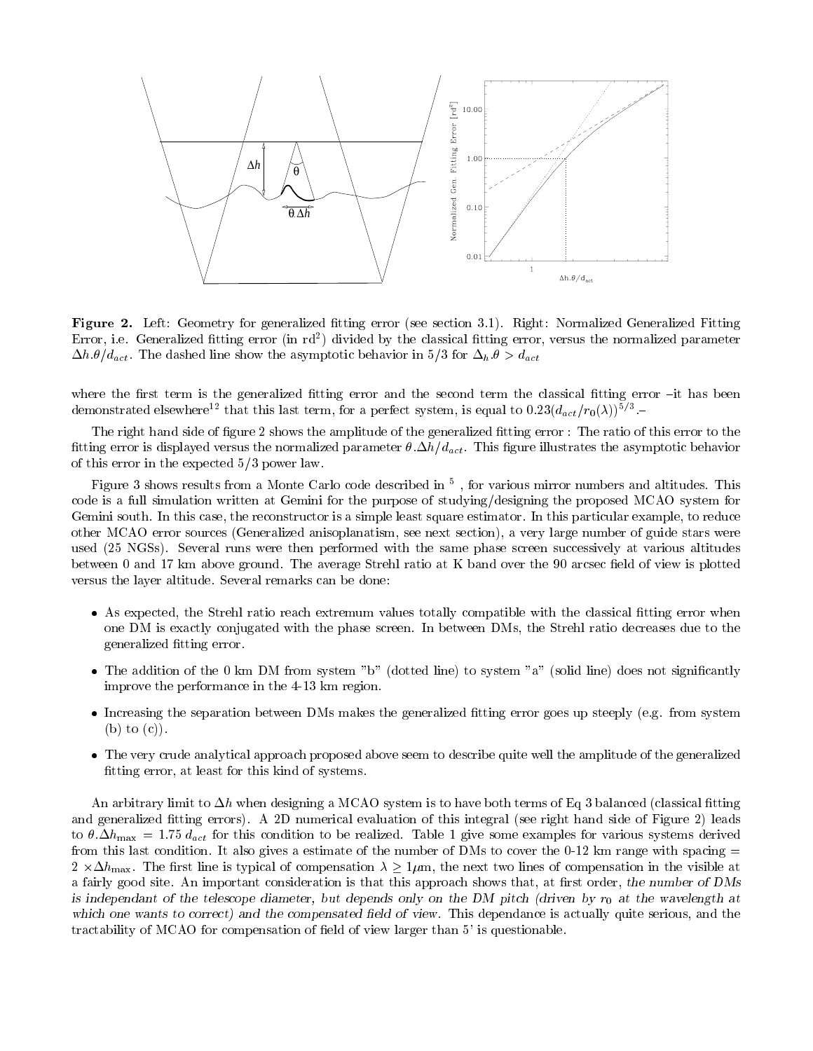**Figure 2.** Left: Geometry for generalized fitting error (see section 3.1). Right: Normalized Generalized Fitting Error, i.e. Generalized fitting error (in rd$^2$) divided by the classical fitting error, versus the normalized parameter $\Delta h.\theta/d_{act}$. The dashed line show the asymptotic behavior in 5/3 for $\Delta_h.\theta > d_{act}$

where the first term is the generalized fitting error and the second term the classical fitting error –it has been demonstrated elsewhere[12] that this last term, for a perfect system, is equal to $0.23(d_{act}/r_0(\lambda))^{5/3}$.–

The right hand side of figure 2 shows the amplitude of the generalized fitting error : The ratio of this error to the fitting error is displayed versus the normalized parameter $\theta.\Delta h/d_{act}$. This figure illustrates the asymptotic behavior of this error in the expected 5/3 power law.

Figure 3 shows results from a Monte Carlo code described in [5], for various mirror numbers and altitudes. This code is a full simulation written at Gemini for the purpose of studying/designing the proposed MCAO system for Gemini south. In this case, the reconstructor is a simple least square estimator. In this particular example, to reduce other MCAO error sources (Generalized anisoplanatism, see next section), a very large number of guide stars were used (25 NGSs). Several runs were then performed with the same phase screen successively at various altitudes between 0 and 17 km above ground. The average Strehl ratio at K band over the 90 arcsec field of view is plotted versus the layer altitude. Several remarks can be done:

- As expected, the Strehl ratio reach extremum values totally compatible with the classical fitting error when one DM is exactly conjugated with the phase screen. In between DMs, the Strehl ratio decreases due to the generalized fitting error.
- The addition of the 0 km DM from system "b" (dotted line) to system "a" (solid line) does not significantly improve the performance in the 4-13 km region.
- Increasing the separation between DMs makes the generalized fitting error goes up steeply (e.g. from system (b) to (c)).
- The very crude analytical approach proposed above seem to describe quite well the amplitude of the generalized fitting error, at least for this kind of systems.

An arbitrary limit to $\Delta h$ when designing a MCAO system is to have both terms of Eq 3 balanced (classical fitting and generalized fitting errors). A 2D numerical evaluation of this integral (see right hand side of Figure 2) leads to $\theta.\Delta h_{\max} = 1.75\, d_{act}$ for this condition to be realized. Table 1 give some examples for various systems derived from this last condition. It also gives a estimate of the number of DMs to cover the 0-12 km range with spacing $= 2 \times \Delta h_{\max}$. The first line is typical of compensation $\lambda \geq 1\mu$m, the next two lines of compensation in the visible at a fairly good site. An important consideration is that this approach shows that, at first order, *the number of DMs is independant of the telescope diameter, but depends only on the DM pitch (driven by $r_0$ at the wavelength at which one wants to correct) and the compensated field of view.* This dependance is actually quite serious, and the tractability of MCAO for compensation of field of view larger than 5' is questionable.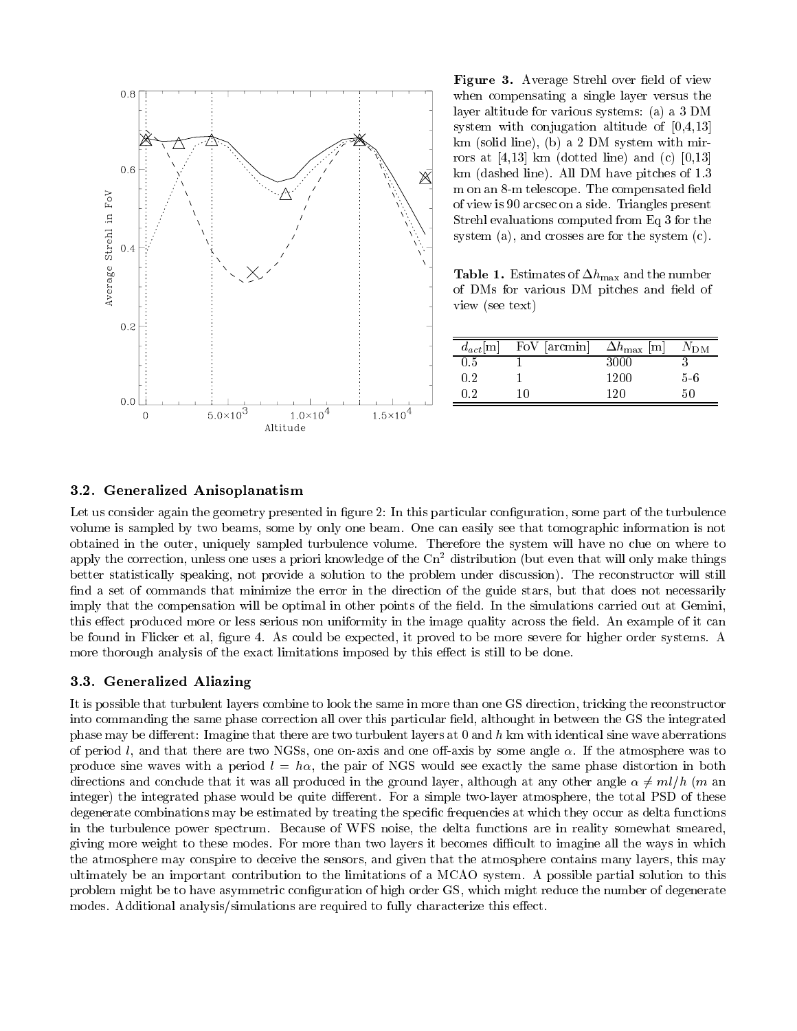**Figure 3.** Average Strehl over field of view when compensating a single layer versus the layer altitude for various systems: (a) a 3 DM system with conjugation altitude of [0,4,13] km (solid line), (b) a 2 DM system with mirrors at [4,13] km (dotted line) and (c) [0,13] km (dashed line). All DM have pitches of 1.3 m on an 8-m telescope. The compensated field of view is 90 arcsec on a side. Triangles present Strehl evaluations computed from Eq 3 for the system (a), and crosses are for the system (c).

**Table 1.** Estimates of $\Delta h_{\max}$ and the number of DMs for various DM pitches and field of view (see text)

| $d_{act}$[m] | FoV [arcmin] | $\Delta h_{\max}$ [m] | $N_{\rm DM}$ |
|---|---|---|---|
| 0.5 | 1 | 3000 | 3 |
| 0.2 | 1 | 1200 | 5-6 |
| 0.2 | 10 | 120 | 50 |

### 3.2. Generalized Anisoplanatism

Let us consider again the geometry presented in figure 2: In this particular configuration, some part of the turbulence volume is sampled by two beams, some by only one beam. One can easily see that tomographic information is not obtained in the outer, uniquely sampled turbulence volume. Therefore the system will have no clue on where to apply the correction, unless one uses a priori knowledge of the $\mathrm{Cn}^2$ distribution (but even that will only make things better statistically speaking, not provide a solution to the problem under discussion). The reconstructor will still find a set of commands that minimize the error in the direction of the guide stars, but that does not necessarily imply that the compensation will be optimal in other points of the field. In the simulations carried out at Gemini, this effect produced more or less serious non uniformity in the image quality across the field. An example of it can be found in Flicker et al, figure 4. As could be expected, it proved to be more severe for higher order systems. A more thorough analysis of the exact limitations imposed by this effect is still to be done.

### 3.3. Generalized Aliazing

It is possible that turbulent layers combine to look the same in more than one GS direction, tricking the reconstructor into commanding the same phase correction all over this particular field, althought in between the GS the integrated phase may be different: Imagine that there are two turbulent layers at 0 and $h$ km with identical sine wave aberrations of period $l$, and that there are two NGSs, one on-axis and one off-axis by some angle $\alpha$. If the atmosphere was to produce sine waves with a period $l = h\alpha$, the pair of NGS would see exactly the same phase distortion in both directions and conclude that it was all produced in the ground layer, although at any other angle $\alpha \neq ml/h$ ($m$ an integer) the integrated phase would be quite different. For a simple two-layer atmosphere, the total PSD of these degenerate combinations may be estimated by treating the specific frequencies at which they occur as delta functions in the turbulence power spectrum. Because of WFS noise, the delta functions are in reality somewhat smeared, giving more weight to these modes. For more than two layers it becomes difficult to imagine all the ways in which the atmosphere may conspire to deceive the sensors, and given that the atmosphere contains many layers, this may ultimately be an important contribution to the limitations of a MCAO system. A possible partial solution to this problem might be to have asymmetric configuration of high order GS, which might reduce the number of degenerate modes. Additional analysis/simulations are required to fully characterize this effect.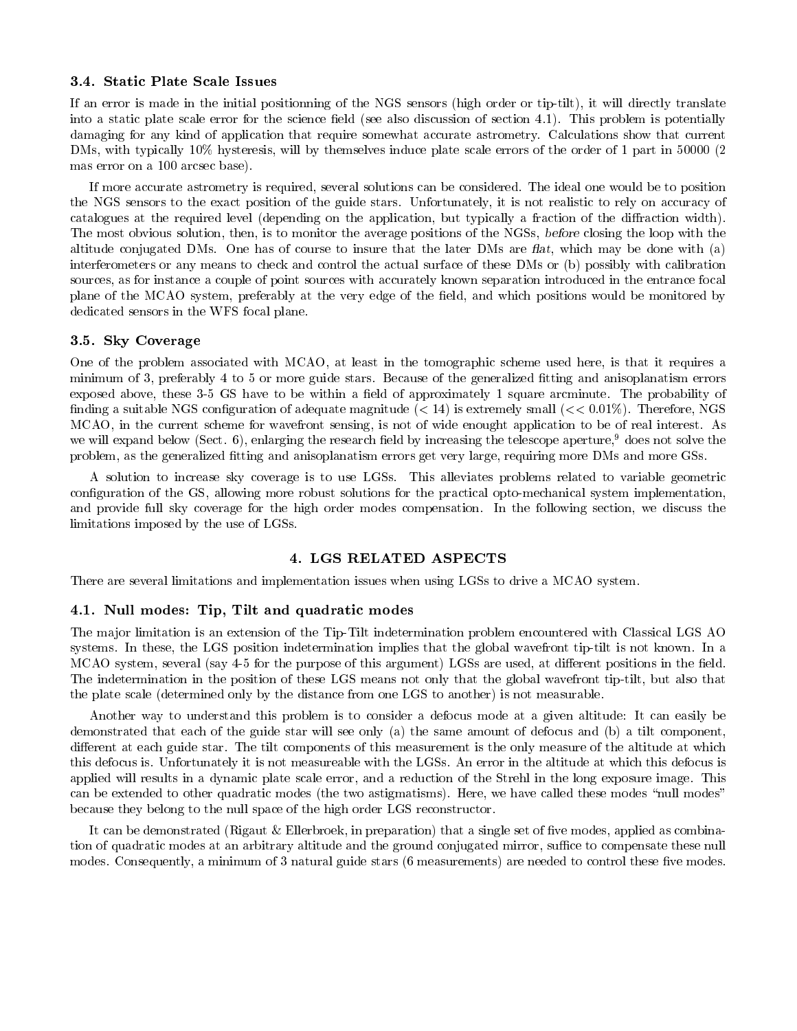### 3.4. Static Plate Scale Issues

If an error is made in the initial positionning of the NGS sensors (high order or tip-tilt), it will directly translate into a static plate scale error for the science field (see also discussion of section 4.1). This problem is potentially damaging for any kind of application that require somewhat accurate astrometry. Calculations show that current DMs, with typically 10% hysteresis, will by themselves induce plate scale errors of the order of 1 part in 50000 (2 mas error on a 100 arcsec base).

If more accurate astrometry is required, several solutions can be considered. The ideal one would be to position the NGS sensors to the exact position of the guide stars. Unfortunately, it is not realistic to rely on accuracy of catalogues at the required level (depending on the application, but typically a fraction of the diffraction width). The most obvious solution, then, is to monitor the average positions of the NGSs, *before* closing the loop with the altitude conjugated DMs. One has of course to insure that the later DMs are *flat*, which may be done with (a) interferometers or any means to check and control the actual surface of these DMs or (b) possibly with calibration sources, as for instance a couple of point sources with accurately known separation introduced in the entrance focal plane of the MCAO system, preferably at the very edge of the field, and which positions would be monitored by dedicated sensors in the WFS focal plane.

### 3.5. Sky Coverage

One of the problem associated with MCAO, at least in the tomographic scheme used here, is that it requires a minimum of 3, preferably 4 to 5 or more guide stars. Because of the generalized fitting and anisoplanatism errors exposed above, these 3-5 GS have to be within a field of approximately 1 square arcminute. The probability of finding a suitable NGS configuration of adequate magnitude ($< 14$) is extremely small ($<< 0.01\%$). Therefore, NGS MCAO, in the current scheme for wavefront sensing, is not of wide enought application to be of real interest. As we will expand below (Sect. 6), enlarging the research field by increasing the telescope aperture,[9] does not solve the problem, as the generalized fitting and anisoplanatism errors get very large, requiring more DMs and more GSs.

A solution to increase sky coverage is to use LGSs. This alleviates problems related to variable geometric configuration of the GS, allowing more robust solutions for the practical opto-mechanical system implementation, and provide full sky coverage for the high order modes compensation. In the following section, we discuss the limitations imposed by the use of LGSs.

## 4. LGS RELATED ASPECTS

There are several limitations and implementation issues when using LGSs to drive a MCAO system.

### 4.1. Null modes: Tip, Tilt and quadratic modes

The major limitation is an extension of the Tip-Tilt indetermination problem encountered with Classical LGS AO systems. In these, the LGS position indetermination implies that the global wavefront tip-tilt is not known. In a MCAO system, several (say 4-5 for the purpose of this argument) LGSs are used, at different positions in the field. The indetermination in the position of these LGS means not only that the global wavefront tip-tilt, but also that the plate scale (determined only by the distance from one LGS to another) is not measurable.

Another way to understand this problem is to consider a defocus mode at a given altitude: It can easily be demonstrated that each of the guide star will see only (a) the same amount of defocus and (b) a tilt component, different at each guide star. The tilt components of this measurement is the only measure of the altitude at which this defocus is. Unfortunately it is not measureable with the LGSs. An error in the altitude at which this defocus is applied will results in a dynamic plate scale error, and a reduction of the Strehl in the long exposure image. This can be extended to other quadratic modes (the two astigmatisms). Here, we have called these modes "null modes" because they belong to the null space of the high order LGS reconstructor.

It can be demonstrated (Rigaut & Ellerbroek, in preparation) that a single set of five modes, applied as combination of quadratic modes at an arbitrary altitude and the ground conjugated mirror, suffice to compensate these null modes. Consequently, a minimum of 3 natural guide stars (6 measurements) are needed to control these five modes.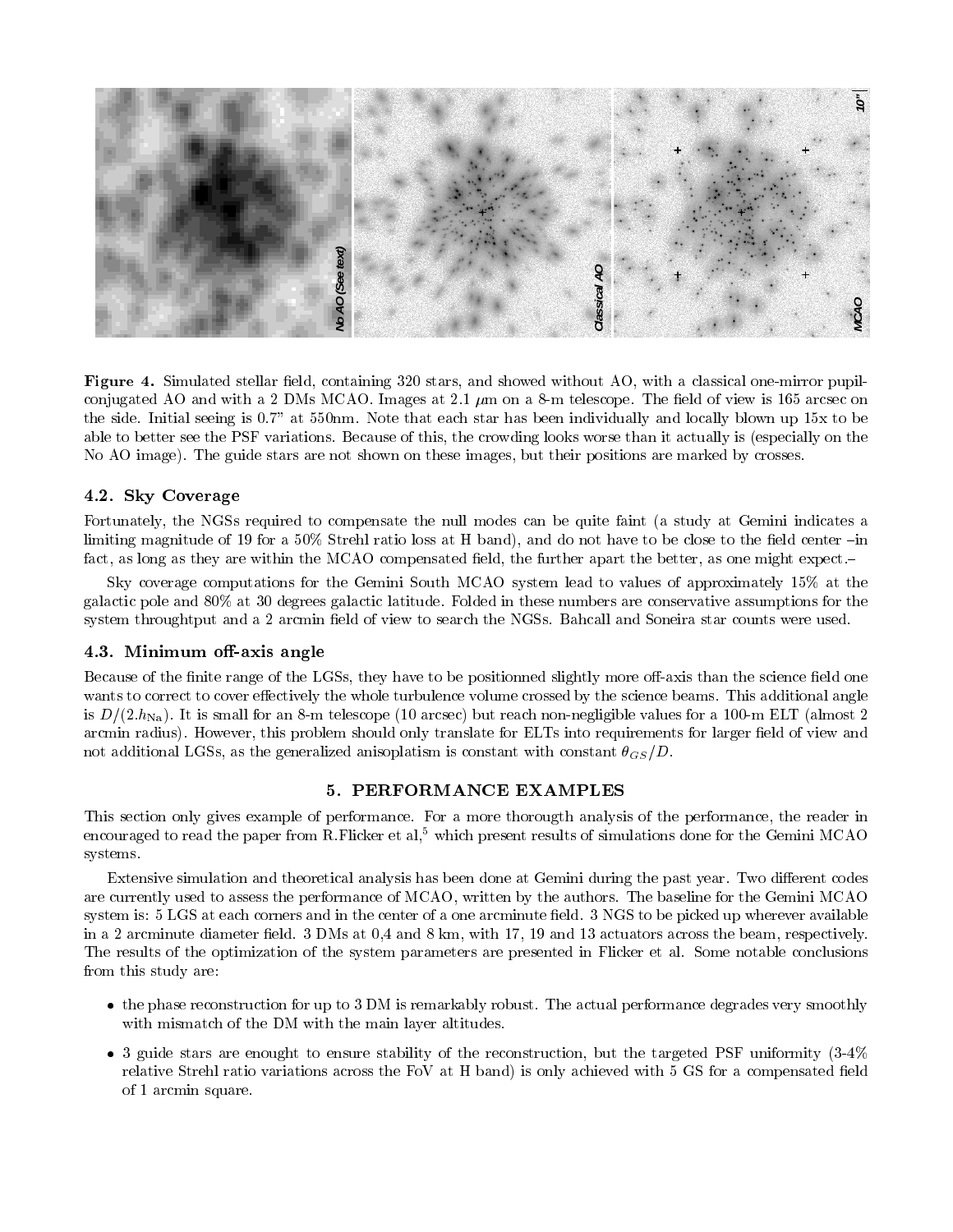**Figure 4.** Simulated stellar field, containing 320 stars, and showed without AO, with a classical one-mirror pupil-conjugated AO and with a 2 DMs MCAO. Images at 2.1 $\mu$m on a 8-m telescope. The field of view is 165 arcsec on the side. Initial seeing is 0.7" at 550nm. Note that each star has been individually and locally blown up 15x to be able to better see the PSF variations. Because of this, the crowding looks worse than it actually is (especially on the No AO image). The guide stars are not shown on these images, but their positions are marked by crosses.

### 4.2. Sky Coverage

Fortunately, the NGSs required to compensate the null modes can be quite faint (a study at Gemini indicates a limiting magnitude of 19 for a 50% Strehl ratio loss at H band), and do not have to be close to the field center –in fact, as long as they are within the MCAO compensated field, the further apart the better, as one might expect.–

Sky coverage computations for the Gemini South MCAO system lead to values of approximately 15% at the galactic pole and 80% at 30 degrees galactic latitude. Folded in these numbers are conservative assumptions for the system throughtput and a 2 arcmin field of view to search the NGSs. Bahcall and Soneira star counts were used.

### 4.3. Minimum off-axis angle

Because of the finite range of the LGSs, they have to be positionned slightly more off-axis than the science field one wants to correct to cover effectively the whole turbulence volume crossed by the science beams. This additional angle is $D/(2.h_{\rm Na})$. It is small for an 8-m telescope (10 arcsec) but reach non-negligible values for a 100-m ELT (almost 2 arcmin radius). However, this problem should only translate for ELTs into requirements for larger field of view and not additional LGSs, as the generalized anisoplatism is constant with constant $\theta_{GS}/D$.

## 5. PERFORMANCE EXAMPLES

This section only gives example of performance. For a more thorougth analysis of the performance, the reader in encouraged to read the paper from R.Flicker et al,[5] which present results of simulations done for the Gemini MCAO systems.

Extensive simulation and theoretical analysis has been done at Gemini during the past year. Two different codes are currently used to assess the performance of MCAO, written by the authors. The baseline for the Gemini MCAO system is: 5 LGS at each corners and in the center of a one arcminute field. 3 NGS to be picked up wherever available in a 2 arcminute diameter field. 3 DMs at 0,4 and 8 km, with 17, 19 and 13 actuators across the beam, respectively. The results of the optimization of the system parameters are presented in Flicker et al. Some notable conclusions from this study are:

- the phase reconstruction for up to 3 DM is remarkably robust. The actual performance degrades very smoothly with mismatch of the DM with the main layer altitudes.
- 3 guide stars are enought to ensure stability of the reconstruction, but the targeted PSF uniformity (3-4% relative Strehl ratio variations across the FoV at H band) is only achieved with 5 GS for a compensated field of 1 arcmin square.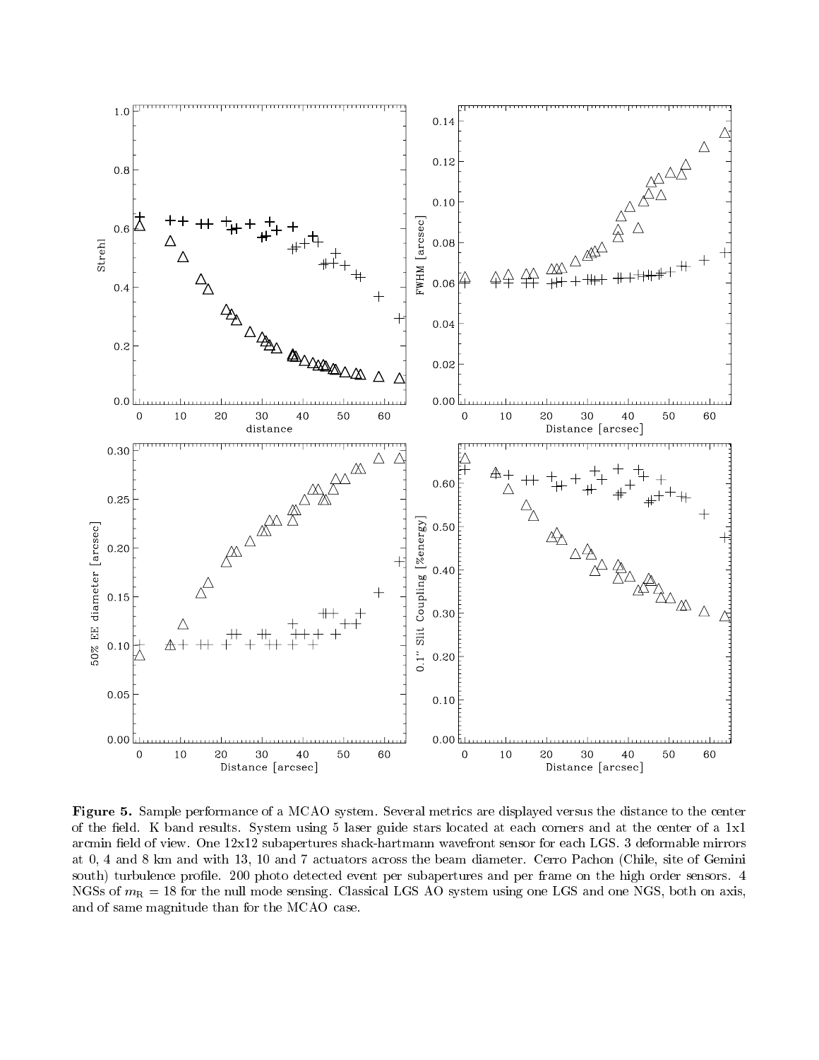**Figure 5.** Sample performance of a MCAO system. Several metrics are displayed versus the distance to the center of the field. K band results. System using 5 laser guide stars located at each corners and at the center of a 1x1 arcmin field of view. One 12x12 subapertures shack-hartmann wavefront sensor for each LGS. 3 deformable mirrors at 0, 4 and 8 km and with 13, 10 and 7 actuators across the beam diameter. Cerro Pachon (Chile, site of Gemini south) turbulence profile. 200 photo detected event per subapertures and per frame on the high order sensors. 4 NGSs of $m_R = 18$ for the null mode sensing. Classical LGS AO system using one LGS and one NGS, both on axis, and of same magnitude than for the MCAO case.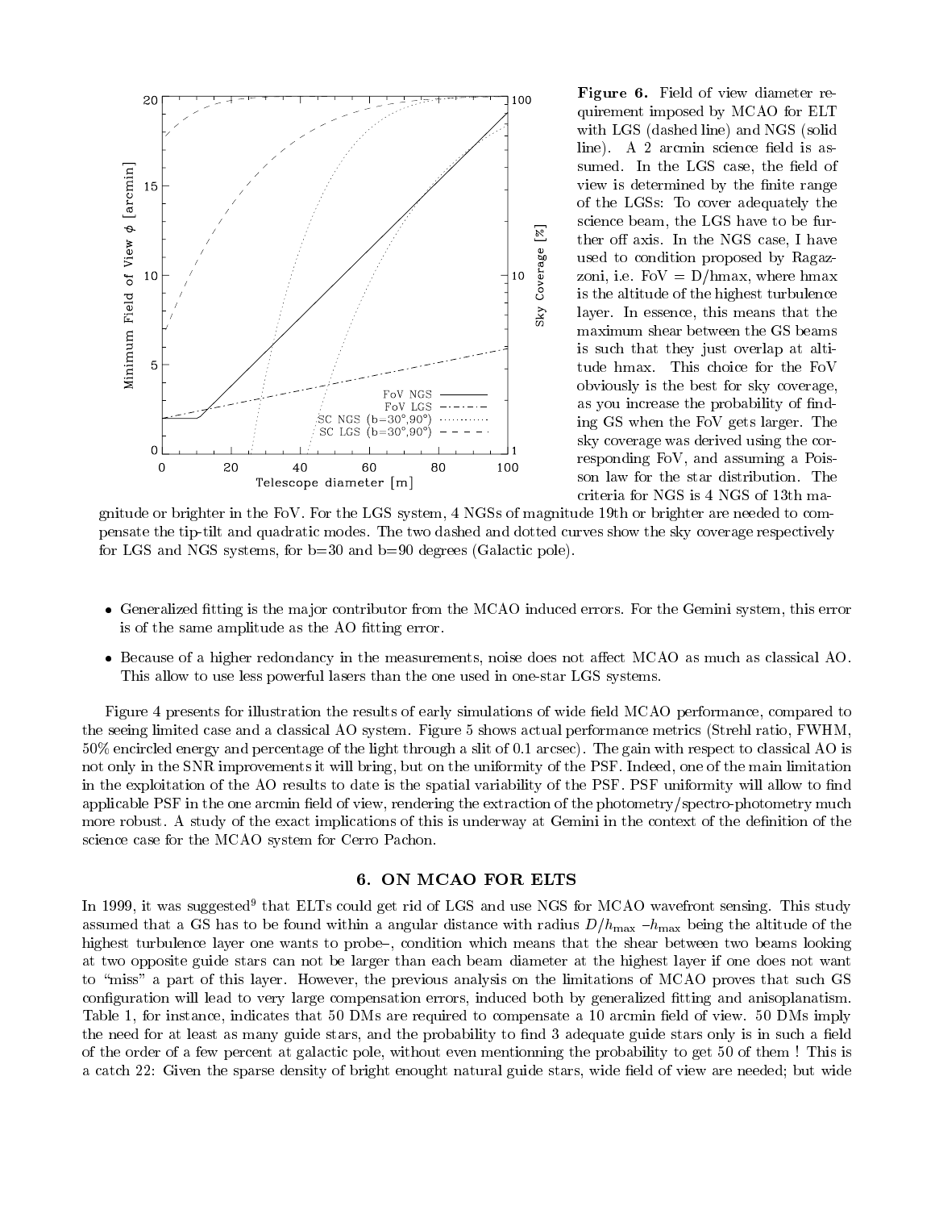**Figure 6.** Field of view diameter requirement imposed by MCAO for ELT with LGS (dashed line) and NGS (solid line). A 2 arcmin science field is assumed. In the LGS case, the field of view is determined by the finite range of the LGSs: To cover adequately the science beam, the LGS have to be further off axis. In the NGS case, I have used to condition proposed by Ragazzoni, i.e. FoV = D/hmax, where hmax is the altitude of the highest turbulence layer. In essence, this means that the maximum shear between the GS beams is such that they just overlap at altitude hmax. This choice for the FoV obviously is the best for sky coverage, as you increase the probability of finding GS when the FoV gets larger. The sky coverage was derived using the corresponding FoV, and assuming a Poisson law for the star distribution. The criteria for NGS is 4 NGS of 13th magnitude or brighter in the FoV. For the LGS system, 4 NGSs of magnitude 19th or brighter are needed to compensate the tip-tilt and quadratic modes. The two dashed and dotted curves show the sky coverage respectively for LGS and NGS systems, for b=30 and b=90 degrees (Galactic pole).

- Generalized fitting is the major contributor from the MCAO induced errors. For the Gemini system, this error is of the same amplitude as the AO fitting error.
- Because of a higher redondancy in the measurements, noise does not affect MCAO as much as classical AO. This allow to use less powerful lasers than the one used in one-star LGS systems.

Figure 4 presents for illustration the results of early simulations of wide field MCAO performance, compared to the seeing limited case and a classical AO system. Figure 5 shows actual performance metrics (Strehl ratio, FWHM, 50% encircled energy and percentage of the light through a slit of 0.1 arcsec). The gain with respect to classical AO is not only in the SNR improvements it will bring, but on the uniformity of the PSF. Indeed, one of the main limitation in the exploitation of the AO results to date is the spatial variability of the PSF. PSF uniformity will allow to find applicable PSF in the one arcmin field of view, rendering the extraction of the photometry/spectro-photometry much more robust. A study of the exact implications of this is underway at Gemini in the context of the definition of the science case for the MCAO system for Cerro Pachon.

## 6. ON MCAO FOR ELTS

In 1999, it was suggested[9] that ELTs could get rid of LGS and use NGS for MCAO wavefront sensing. This study assumed that a GS has to be found within a angular distance with radius $D/h_{\max}$ –$h_{\max}$ being the altitude of the highest turbulence layer one wants to probe–, condition which means that the shear between two beams looking at two opposite guide stars can not be larger than each beam diameter at the highest layer if one does not want to "miss" a part of this layer. However, the previous analysis on the limitations of MCAO proves that such GS configuration will lead to very large compensation errors, induced both by generalized fitting and anisoplanatism. Table 1, for instance, indicates that 50 DMs are required to compensate a 10 arcmin field of view. 50 DMs imply the need for at least as many guide stars, and the probability to find 3 adequate guide stars only is in such a field of the order of a few percent at galactic pole, without even mentionning the probability to get 50 of them ! This is a catch 22: Given the sparse density of bright enought natural guide stars, wide field of view are needed; but wide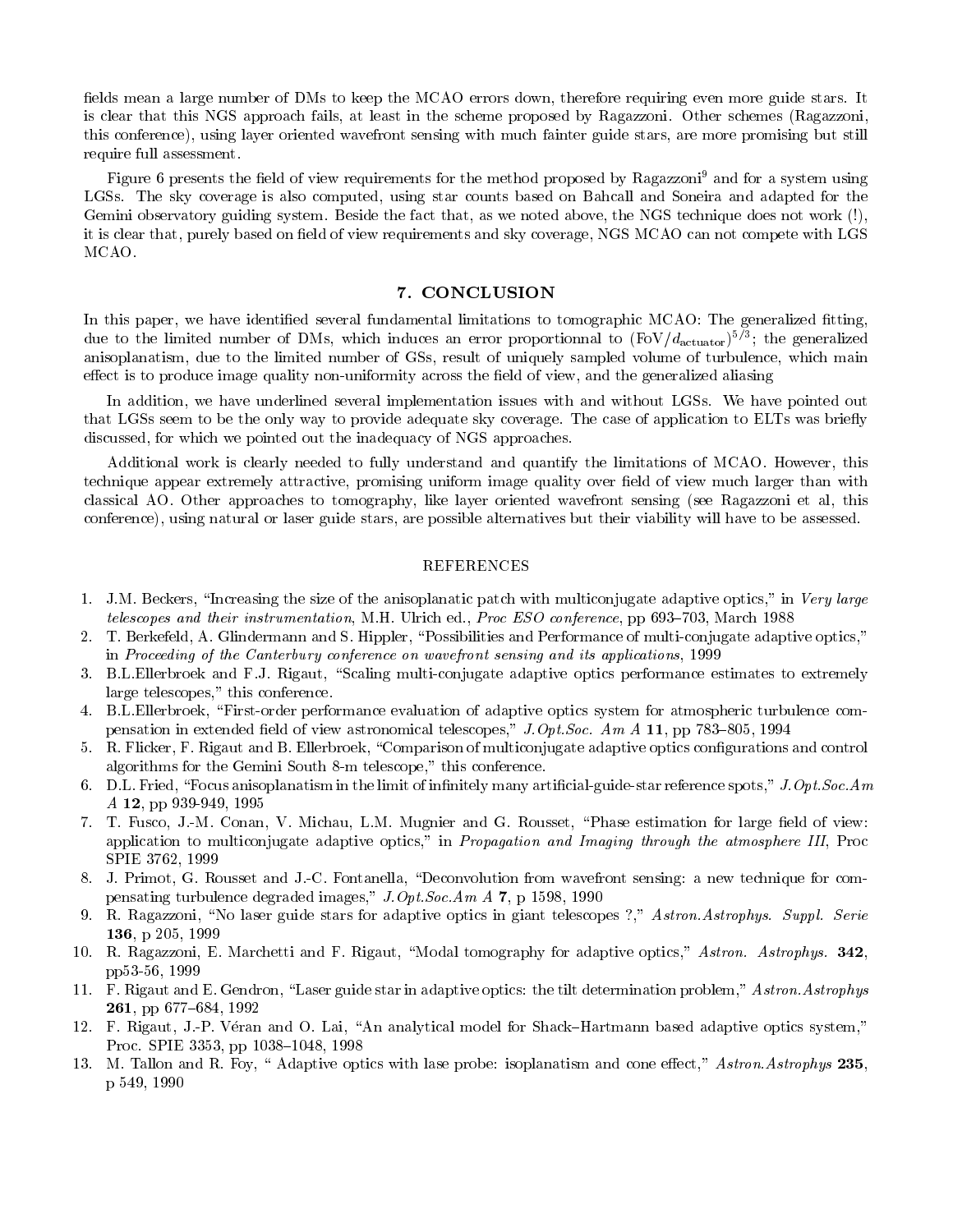fields mean a large number of DMs to keep the MCAO errors down, therefore requiring even more guide stars. It is clear that this NGS approach fails, at least in the scheme proposed by Ragazzoni. Other schemes (Ragazzoni, this conference), using layer oriented wavefront sensing with much fainter guide stars, are more promising but still require full assessment.

Figure 6 presents the field of view requirements for the method proposed by Ragazzoni[9] and for a system using LGSs. The sky coverage is also computed, using star counts based on Bahcall and Soneira and adapted for the Gemini observatory guiding system. Beside the fact that, as we noted above, the NGS technique does not work (!), it is clear that, purely based on field of view requirements and sky coverage, NGS MCAO can not compete with LGS MCAO.

## 7. CONCLUSION

In this paper, we have identified several fundamental limitations to tomographic MCAO: The generalized fitting, due to the limited number of DMs, which induces an error proportionnal to $(\text{FoV}/d_{\text{actuator}})^{5/3}$; the generalized anisoplanatism, due to the limited number of GSs, result of uniquely sampled volume of turbulence, which main effect is to produce image quality non-uniformity across the field of view, and the generalized aliasing

In addition, we have underlined several implementation issues with and without LGSs. We have pointed out that LGSs seem to be the only way to provide adequate sky coverage. The case of application to ELTs was briefly discussed, for which we pointed out the inadequacy of NGS approaches.

Additional work is clearly needed to fully understand and quantify the limitations of MCAO. However, this technique appear extremely attractive, promising uniform image quality over field of view much larger than with classical AO. Other approaches to tomography, like layer oriented wavefront sensing (see Ragazzoni et al, this conference), using natural or laser guide stars, are possible alternatives but their viability will have to be assessed.

## REFERENCES

1. J.M. Beckers, "Increasing the size of the anisoplanatic patch with multiconjugate adaptive optics," in *Very large telescopes and their instrumentation*, M.H. Ulrich ed., *Proc ESO conference*, pp 693–703, March 1988
2. T. Berkefeld, A. Glindermann and S. Hippler, "Possibilities and Performance of multi-conjugate adaptive optics," in *Proceeding of the Canterbury conference on wavefront sensing and its applications*, 1999
3. B.L.Ellerbroek and F.J. Rigaut, "Scaling multi-conjugate adaptive optics performance estimates to extremely large telescopes," this conference.
4. B.L.Ellerbroek, "First-order performance evaluation of adaptive optics system for atmospheric turbulence compensation in extended field of view astronomical telescopes," *J.Opt.Soc. Am A* **11**, pp 783–805, 1994
5. R. Flicker, F. Rigaut and B. Ellerbroek, "Comparison of multiconjugate adaptive optics configurations and control algorithms for the Gemini South 8-m telescope," this conference.
6. D.L. Fried, "Focus anisoplanatism in the limit of infinitely many artificial-guide-star reference spots," *J.Opt.Soc.Am A* **12**, pp 939-949, 1995
7. T. Fusco, J.-M. Conan, V. Michau, L.M. Mugnier and G. Rousset, "Phase estimation for large field of view: application to multiconjugate adaptive optics," in *Propagation and Imaging through the atmosphere III*, Proc SPIE 3762, 1999
8. J. Primot, G. Rousset and J.-C. Fontanella, "Deconvolution from wavefront sensing: a new technique for compensating turbulence degraded images," *J.Opt.Soc.Am A* **7**, p 1598, 1990
9. R. Ragazzoni, "No laser guide stars for adaptive optics in giant telescopes ?," *Astron.Astrophys. Suppl. Serie* **136**, p 205, 1999
10. R. Ragazzoni, E. Marchetti and F. Rigaut, "Modal tomography for adaptive optics," *Astron. Astrophys.* **342**, pp53-56, 1999
11. F. Rigaut and E. Gendron, "Laser guide star in adaptive optics: the tilt determination problem," *Astron.Astrophys* **261**, pp 677–684, 1992
12. F. Rigaut, J.-P. Véran and O. Lai, "An analytical model for Shack–Hartmann based adaptive optics system," Proc. SPIE 3353, pp 1038–1048, 1998
13. M. Tallon and R. Foy, " Adaptive optics with lase probe: isoplanatism and cone effect," *Astron.Astrophys* **235**, p 549, 1990